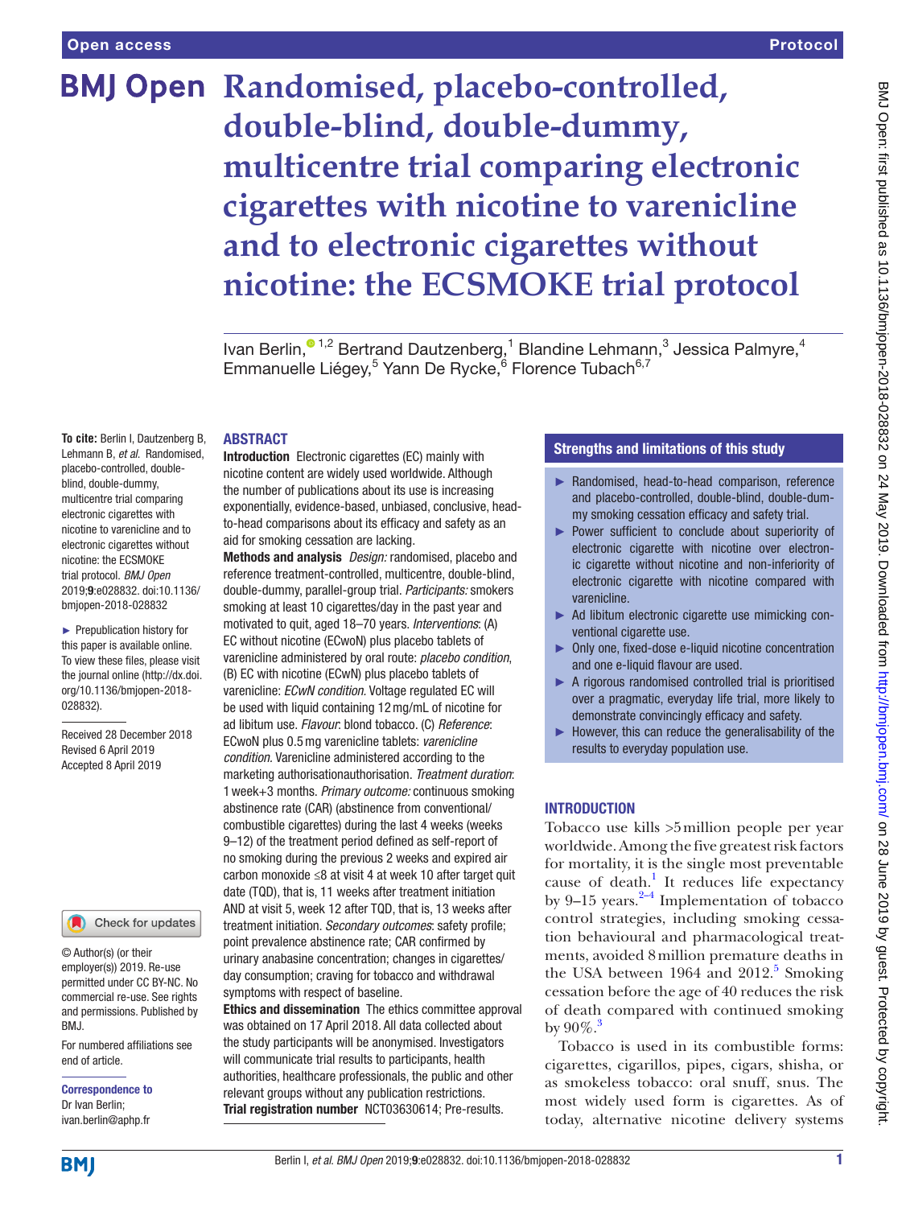# Randomised, placebo-controlled, double-blind, double-dummy, multicentre trial comparing electronic cigarettes with nicotine to varenicline and to electronic cigarettes without nicotine: the ECSMOKE trial protocol

Ivan Berlin,[1,2] Bertrand Dautzenberg,[1] Blandine Lehmann,[3] Jessica Palmyre,[4] Emmanuelle Liégey,[5] Yann De Rycke,[6] Florence Tubach[6,7]

**To cite:** Berlin I, Dautzenberg B, Lehmann B, *et al*. Randomised, placebo-controlled, double-blind, double-dummy, multicentre trial comparing electronic cigarettes with nicotine to varenicline and to electronic cigarettes without nicotine: the ECSMOKE trial protocol. *BMJ Open* 2019;**9**:e028832. doi:10.1136/bmjopen-2018-028832

► Prepublication history for this paper is available online. To view these files, please visit the journal online (http://dx.doi.org/10.1136/bmjopen-2018-028832).

Received 28 December 2018
Revised 6 April 2019
Accepted 8 April 2019

© Author(s) (or their employer(s)) 2019. Re-use permitted under CC BY-NC. No commercial re-use. See rights and permissions. Published by BMJ.

For numbered affiliations see end of article.

**Correspondence to**
Dr Ivan Berlin;
ivan.berlin@aphp.fr

## ABSTRACT

**Introduction** Electronic cigarettes (EC) mainly with nicotine content are widely used worldwide. Although the number of publications about its use is increasing exponentially, evidence-based, unbiased, conclusive, head-to-head comparisons about its efficacy and safety as an aid for smoking cessation are lacking.

**Methods and analysis** *Design:* randomised, placebo and reference treatment-controlled, multicentre, double-blind, double-dummy, parallel-group trial. *Participants:* smokers smoking at least 10 cigarettes/day in the past year and motivated to quit, aged 18–70 years. *Interventions*: (A) EC without nicotine (ECwoN) plus placebo tablets of varenicline administered by oral route: *placebo condition*, (B) EC with nicotine (ECwN) plus placebo tablets of varenicline: *ECwN condition.* Voltage regulated EC will be used with liquid containing 12 mg/mL of nicotine for ad libitum use. *Flavour*: blond tobacco. (C) *Reference*: ECwoN plus 0.5 mg varenicline tablets: *varenicline condition*. Varenicline administered according to the marketing authorisationauthorisation. *Treatment duration*: 1 week+3 months. *Primary outcome:* continuous smoking abstinence rate (CAR) (abstinence from conventional/combustible cigarettes) during the last 4 weeks (weeks 9–12) of the treatment period defined as self-report of no smoking during the previous 2 weeks and expired air carbon monoxide ≤8 at visit 4 at week 10 after target quit date (TQD), that is, 11 weeks after treatment initiation AND at visit 5, week 12 after TQD, that is, 13 weeks after treatment initiation. *Secondary outcomes*: safety profile; point prevalence abstinence rate; CAR confirmed by urinary anabasine concentration; changes in cigarettes/day consumption; craving for tobacco and withdrawal symptoms with respect of baseline.

**Ethics and dissemination** The ethics committee approval was obtained on 17 April 2018. All data collected about the study participants will be anonymised. Investigators will communicate trial results to participants, health authorities, healthcare professionals, the public and other relevant groups without any publication restrictions.

**Trial registration number** NCT03630614; Pre-results.

## Strengths and limitations of this study

- ► Randomised, head-to-head comparison, reference and placebo-controlled, double-blind, double-dummy smoking cessation efficacy and safety trial.
- ► Power sufficient to conclude about superiority of electronic cigarette with nicotine over electronic cigarette without nicotine and non-inferiority of electronic cigarette with nicotine compared with varenicline.
- ► Ad libitum electronic cigarette use mimicking conventional cigarette use.
- ► Only one, fixed-dose e-liquid nicotine concentration and one e-liquid flavour are used.
- ► A rigorous randomised controlled trial is prioritised over a pragmatic, everyday life trial, more likely to demonstrate convincingly efficacy and safety.
- ► However, this can reduce the generalisability of the results to everyday population use.

## INTRODUCTION

Tobacco use kills >5 million people per year worldwide. Among the five greatest risk factors for mortality, it is the single most preventable cause of death.[1] It reduces life expectancy by 9–15 years.[2–4] Implementation of tobacco control strategies, including smoking cessation behavioural and pharmacological treatments, avoided 8 million premature deaths in the USA between 1964 and 2012.[5] Smoking cessation before the age of 40 reduces the risk of death compared with continued smoking by 90%.[3]

Tobacco is used in its combustible forms: cigarettes, cigarillos, pipes, cigars, shisha, or as smokeless tobacco: oral snuff, snus. The most widely used form is cigarettes. As of today, alternative nicotine delivery systems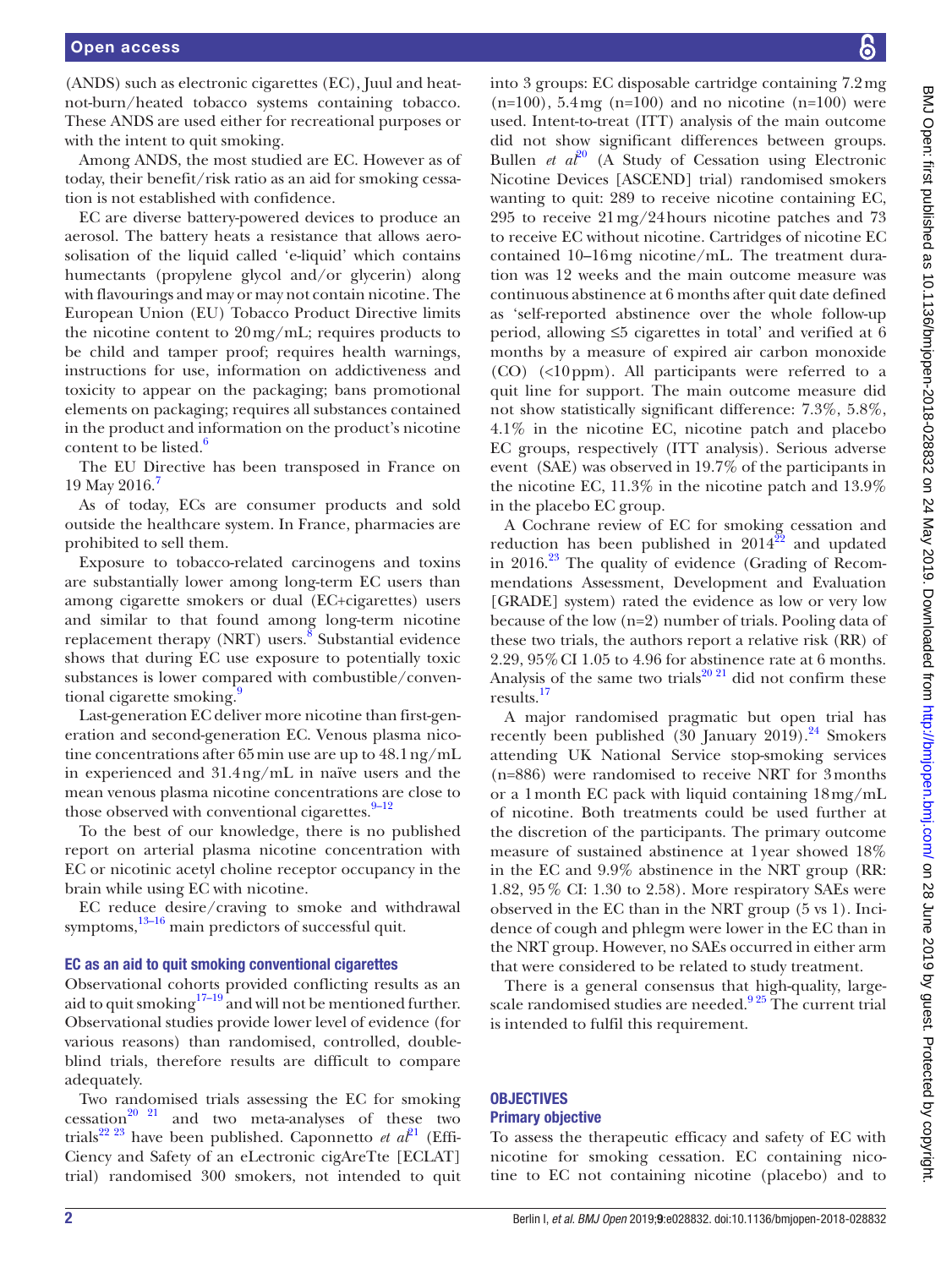(ANDS) such as electronic cigarettes (EC), Juul and heat-not-burn/heated tobacco systems containing tobacco. These ANDS are used either for recreational purposes or with the intent to quit smoking.

Among ANDS, the most studied are EC. However as of today, their benefit/risk ratio as an aid for smoking cessation is not established with confidence.

EC are diverse battery-powered devices to produce an aerosol. The battery heats a resistance that allows aerosolisation of the liquid called 'e-liquid' which contains humectants (propylene glycol and/or glycerin) along with flavourings and may or may not contain nicotine. The European Union (EU) Tobacco Product Directive limits the nicotine content to 20 mg/mL; requires products to be child and tamper proof; requires health warnings, instructions for use, information on addictiveness and toxicity to appear on the packaging; bans promotional elements on packaging; requires all substances contained in the product and information on the product's nicotine content to be listed.[6]

The EU Directive has been transposed in France on 19 May 2016.[7]

As of today, ECs are consumer products and sold outside the healthcare system. In France, pharmacies are prohibited to sell them.

Exposure to tobacco-related carcinogens and toxins are substantially lower among long-term EC users than among cigarette smokers or dual (EC+cigarettes) users and similar to that found among long-term nicotine replacement therapy (NRT) users.[8] Substantial evidence shows that during EC use exposure to potentially toxic substances is lower compared with combustible/conventional cigarette smoking.[9]

Last-generation EC deliver more nicotine than first-generation and second-generation EC. Venous plasma nicotine concentrations after 65 min use are up to 48.1 ng/mL in experienced and 31.4 ng/mL in naïve users and the mean venous plasma nicotine concentrations are close to those observed with conventional cigarettes.[9–12]

To the best of our knowledge, there is no published report on arterial plasma nicotine concentration with EC or nicotinic acetyl choline receptor occupancy in the brain while using EC with nicotine.

EC reduce desire/craving to smoke and withdrawal symptoms,[13–16] main predictors of successful quit.

### EC as an aid to quit smoking conventional cigarettes

Observational cohorts provided conflicting results as an aid to quit smoking[17–19] and will not be mentioned further. Observational studies provide lower level of evidence (for various reasons) than randomised, controlled, double-blind trials, therefore results are difficult to compare adequately.

Two randomised trials assessing the EC for smoking cessation[20 21] and two meta-analyses of these two trials[22 23] have been published. Caponnetto *et al*[21] (EffiCiency and Safety of an eLectronic cigAreTte [ECLAT] trial) randomised 300 smokers, not intended to quit into 3 groups: EC disposable cartridge containing 7.2 mg (n=100), 5.4 mg (n=100) and no nicotine (n=100) were used. Intent-to-treat (ITT) analysis of the main outcome did not show significant differences between groups. Bullen *et al*[20] (A Study of Cessation using Electronic Nicotine Devices [ASCEND] trial) randomised smokers wanting to quit: 289 to receive nicotine containing EC, 295 to receive 21 mg/24 hours nicotine patches and 73 to receive EC without nicotine. Cartridges of nicotine EC contained 10–16 mg nicotine/mL. The treatment duration was 12 weeks and the main outcome measure was continuous abstinence at 6 months after quit date defined as 'self-reported abstinence over the whole follow-up period, allowing ≤5 cigarettes in total' and verified at 6 months by a measure of expired air carbon monoxide (CO) (<10 ppm). All participants were referred to a quit line for support. The main outcome measure did not show statistically significant difference: 7.3%, 5.8%, 4.1% in the nicotine EC, nicotine patch and placebo EC groups, respectively (ITT analysis). Serious adverse event (SAE) was observed in 19.7% of the participants in the nicotine EC, 11.3% in the nicotine patch and 13.9% in the placebo EC group.

A Cochrane review of EC for smoking cessation and reduction has been published in 2014[22] and updated in 2016.[23] The quality of evidence (Grading of Recommendations Assessment, Development and Evaluation [GRADE] system) rated the evidence as low or very low because of the low (n=2) number of trials. Pooling data of these two trials, the authors report a relative risk (RR) of 2.29, 95% CI 1.05 to 4.96 for abstinence rate at 6 months. Analysis of the same two trials[20 21] did not confirm these results.[17]

A major randomised pragmatic but open trial has recently been published (30 January 2019).[24] Smokers attending UK National Service stop-smoking services (n=886) were randomised to receive NRT for 3 months or a 1 month EC pack with liquid containing 18 mg/mL of nicotine. Both treatments could be used further at the discretion of the participants. The primary outcome measure of sustained abstinence at 1 year showed 18% in the EC and 9.9% abstinence in the NRT group (RR: 1.82, 95% CI: 1.30 to 2.58). More respiratory SAEs were observed in the EC than in the NRT group (5 vs 1). Incidence of cough and phlegm were lower in the EC than in the NRT group. However, no SAEs occurred in either arm that were considered to be related to study treatment.

There is a general consensus that high-quality, large-scale randomised studies are needed.[9 25] The current trial is intended to fulfil this requirement.

## OBJECTIVES

### Primary objective

To assess the therapeutic efficacy and safety of EC with nicotine for smoking cessation. EC containing nicotine to EC not containing nicotine (placebo) and to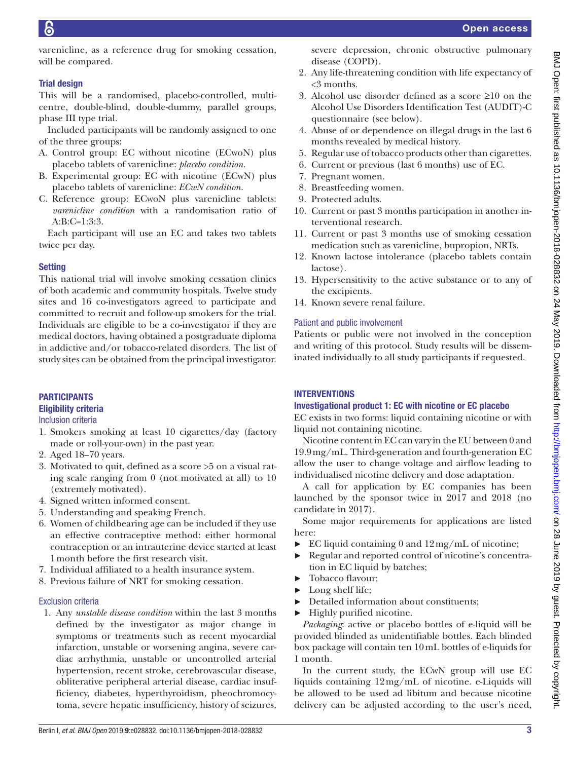varenicline, as a reference drug for smoking cessation, will be compared.

### Trial design

This will be a randomised, placebo-controlled, multicentre, double-blind, double-dummy, parallel groups, phase III type trial.

Included participants will be randomly assigned to one of the three groups:

A. Control group: EC without nicotine (ECwoN) plus placebo tablets of varenicline: *placebo condition*.
B. Experimental group: EC with nicotine (ECwN) plus placebo tablets of varenicline: *ECwN condition*.
C. Reference group: ECwoN plus varenicline tablets: *varenicline condition* with a randomisation ratio of A:B:C=1:3:3.

Each participant will use an EC and takes two tablets twice per day.

### Setting

This national trial will involve smoking cessation clinics of both academic and community hospitals. Twelve study sites and 16 co-investigators agreed to participate and committed to recruit and follow-up smokers for the trial. Individuals are eligible to be a co-investigator if they are medical doctors, having obtained a postgraduate diploma in addictive and/or tobacco-related disorders. The list of study sites can be obtained from the principal investigator.

## PARTICIPANTS

### Eligibility criteria

#### Inclusion criteria

1. Smokers smoking at least 10 cigarettes/day (factory made or roll-your-own) in the past year.
2. Aged 18–70 years.
3. Motivated to quit, defined as a score >5 on a visual rating scale ranging from 0 (not motivated at all) to 10 (extremely motivated).
4. Signed written informed consent.
5. Understanding and speaking French.
6. Women of childbearing age can be included if they use an effective contraceptive method: either hormonal contraception or an intrauterine device started at least 1 month before the first research visit.
7. Individual affiliated to a health insurance system.
8. Previous failure of NRT for smoking cessation.

#### Exclusion criteria

1. Any *unstable disease condition* within the last 3 months defined by the investigator as major change in symptoms or treatments such as recent myocardial infarction, unstable or worsening angina, severe cardiac arrhythmia, unstable or uncontrolled arterial hypertension, recent stroke, cerebrovascular disease, obliterative peripheral arterial disease, cardiac insufficiency, diabetes, hyperthyroidism, pheochromocytoma, severe hepatic insufficiency, history of seizures, severe depression, chronic obstructive pulmonary disease (COPD).
2. Any life-threatening condition with life expectancy of <3 months.
3. Alcohol use disorder defined as a score ≥10 on the Alcohol Use Disorders Identification Test (AUDIT)-C questionnaire (see below).
4. Abuse of or dependence on illegal drugs in the last 6 months revealed by medical history.
5. Regular use of tobacco products other than cigarettes.
6. Current or previous (last 6 months) use of EC.
7. Pregnant women.
8. Breastfeeding women.
9. Protected adults.
10. Current or past 3 months participation in another interventional research.
11. Current or past 3 months use of smoking cessation medication such as varenicline, bupropion, NRTs.
12. Known lactose intolerance (placebo tablets contain lactose).
13. Hypersensitivity to the active substance or to any of the excipients.
14. Known severe renal failure.

#### Patient and public involvement

Patients or public were not involved in the conception and writing of this protocol. Study results will be disseminated individually to all study participants if requested.

## INTERVENTIONS

### Investigational product 1: EC with nicotine or EC placebo

EC exists in two forms: liquid containing nicotine or with liquid not containing nicotine.

Nicotine content in EC can vary in the EU between 0 and 19.9 mg/mL. Third-generation and fourth-generation EC allow the user to change voltage and airflow leading to individualised nicotine delivery and dose adaptation.

A call for application by EC companies has been launched by the sponsor twice in 2017 and 2018 (no candidate in 2017).

Some major requirements for applications are listed here:

- EC liquid containing 0 and 12 mg/mL of nicotine;
- Regular and reported control of nicotine's concentration in EC liquid by batches;
- Tobacco flavour;
- Long shelf life;
- Detailed information about constituents;
- Highly purified nicotine.

*Packaging*: active or placebo bottles of e-liquid will be provided blinded as unidentifiable bottles. Each blinded box package will contain ten 10 mL bottles of e-liquids for 1 month.

In the current study, the ECwN group will use EC liquids containing 12 mg/mL of nicotine. e-Liquids will be allowed to be used ad libitum and because nicotine delivery can be adjusted according to the user's need,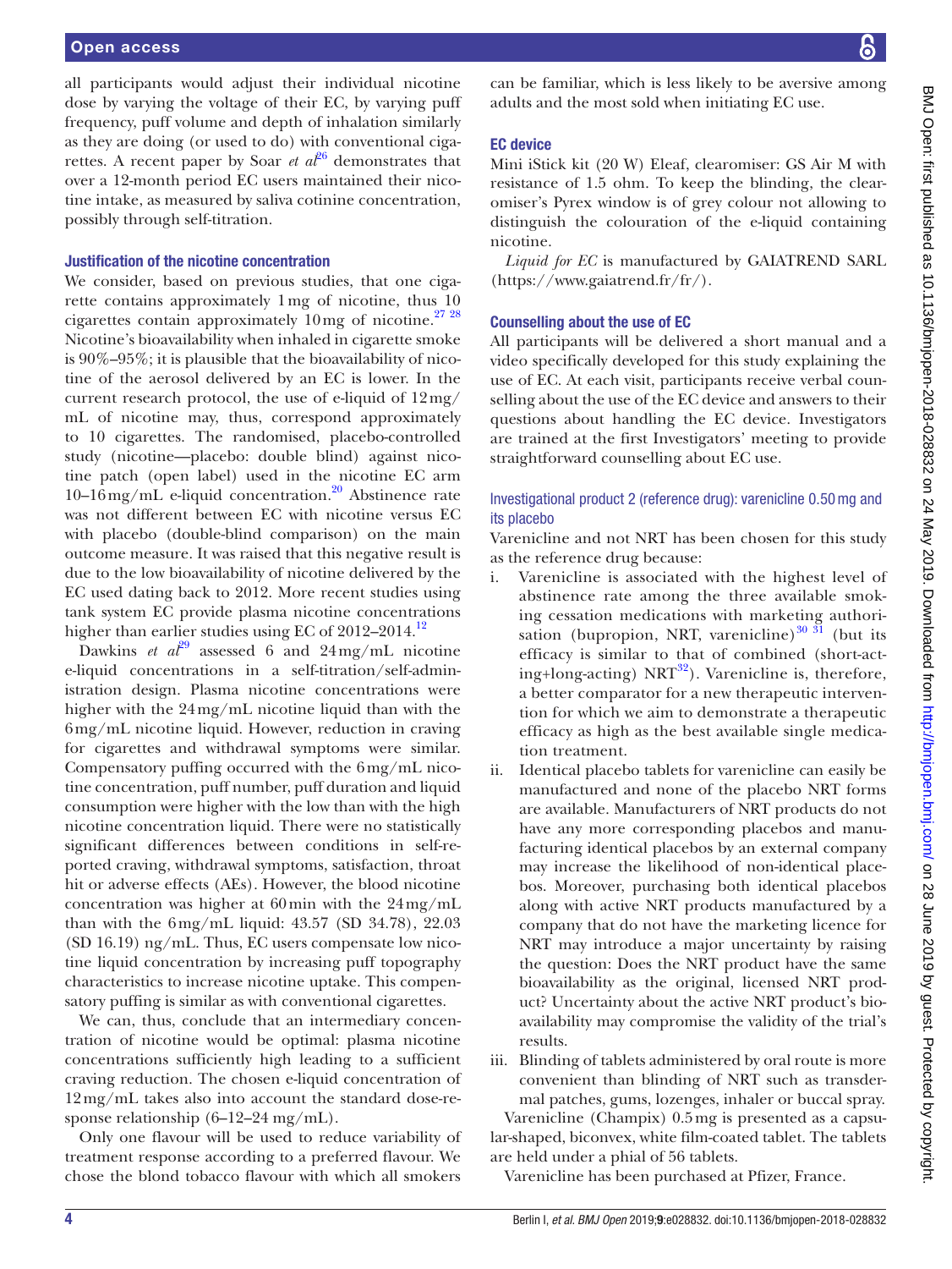all participants would adjust their individual nicotine dose by varying the voltage of their EC, by varying puff frequency, puff volume and depth of inhalation similarly as they are doing (or used to do) with conventional cigarettes. A recent paper by Soar *et al*[26] demonstrates that over a 12-month period EC users maintained their nicotine intake, as measured by saliva cotinine concentration, possibly through self-titration.

#### Justification of the nicotine concentration

We consider, based on previous studies, that one cigarette contains approximately 1 mg of nicotine, thus 10 cigarettes contain approximately 10 mg of nicotine.[27 28] Nicotine's bioavailability when inhaled in cigarette smoke is 90%–95%; it is plausible that the bioavailability of nicotine of the aerosol delivered by an EC is lower. In the current research protocol, the use of e-liquid of 12 mg/mL of nicotine may, thus, correspond approximately to 10 cigarettes. The randomised, placebo-controlled study (nicotine—placebo: double blind) against nicotine patch (open label) used in the nicotine EC arm 10–16 mg/mL e-liquid concentration.[20] Abstinence rate was not different between EC with nicotine versus EC with placebo (double-blind comparison) on the main outcome measure. It was raised that this negative result is due to the low bioavailability of nicotine delivered by the EC used dating back to 2012. More recent studies using tank system EC provide plasma nicotine concentrations higher than earlier studies using EC of 2012–2014.[12]

Dawkins *et al*[29] assessed 6 and 24 mg/mL nicotine e-liquid concentrations in a self-titration/self-administration design. Plasma nicotine concentrations were higher with the 24 mg/mL nicotine liquid than with the 6 mg/mL nicotine liquid. However, reduction in craving for cigarettes and withdrawal symptoms were similar. Compensatory puffing occurred with the 6 mg/mL nicotine concentration, puff number, puff duration and liquid consumption were higher with the low than with the high nicotine concentration liquid. There were no statistically significant differences between conditions in self-reported craving, withdrawal symptoms, satisfaction, throat hit or adverse effects (AEs). However, the blood nicotine concentration was higher at 60 min with the 24 mg/mL than with the 6 mg/mL liquid: 43.57 (SD 34.78), 22.03 (SD 16.19) ng/mL. Thus, EC users compensate low nicotine liquid concentration by increasing puff topography characteristics to increase nicotine uptake. This compensatory puffing is similar as with conventional cigarettes.

We can, thus, conclude that an intermediary concentration of nicotine would be optimal: plasma nicotine concentrations sufficiently high leading to a sufficient craving reduction. The chosen e-liquid concentration of 12 mg/mL takes also into account the standard dose-response relationship (6–12–24 mg/mL).

Only one flavour will be used to reduce variability of treatment response according to a preferred flavour. We chose the blond tobacco flavour with which all smokers can be familiar, which is less likely to be aversive among adults and the most sold when initiating EC use.

#### EC device

Mini iStick kit (20 W) Eleaf, clearomiser: GS Air M with resistance of 1.5 ohm. To keep the blinding, the clearomiser's Pyrex window is of grey colour not allowing to distinguish the colouration of the e-liquid containing nicotine.

*Liquid for EC* is manufactured by GAIATREND SARL (https://www.gaiatrend.fr/fr/).

#### Counselling about the use of EC

All participants will be delivered a short manual and a video specifically developed for this study explaining the use of EC. At each visit, participants receive verbal counselling about the use of the EC device and answers to their questions about handling the EC device. Investigators are trained at the first Investigators' meeting to provide straightforward counselling about EC use.

#### Investigational product 2 (reference drug): varenicline 0.50 mg and its placebo

Varenicline and not NRT has been chosen for this study as the reference drug because:

i. Varenicline is associated with the highest level of abstinence rate among the three available smoking cessation medications with marketing authorisation (bupropion, NRT, varenicline)[30 31] (but its efficacy is similar to that of combined (short-acting+long-acting) NRT[32]). Varenicline is, therefore, a better comparator for a new therapeutic intervention for which we aim to demonstrate a therapeutic efficacy as high as the best available single medication treatment.
ii. Identical placebo tablets for varenicline can easily be manufactured and none of the placebo NRT forms are available. Manufacturers of NRT products do not have any more corresponding placebos and manufacturing identical placebos by an external company may increase the likelihood of non-identical placebos. Moreover, purchasing both identical placebos along with active NRT products manufactured by a company that do not have the marketing licence for NRT may introduce a major uncertainty by raising the question: Does the NRT product have the same bioavailability as the original, licensed NRT product? Uncertainty about the active NRT product's bioavailability may compromise the validity of the trial's results.
iii. Blinding of tablets administered by oral route is more convenient than blinding of NRT such as transdermal patches, gums, lozenges, inhaler or buccal spray.

Varenicline (Champix) 0.5 mg is presented as a capsular-shaped, biconvex, white film-coated tablet. The tablets are held under a phial of 56 tablets.

Varenicline has been purchased at Pfizer, France.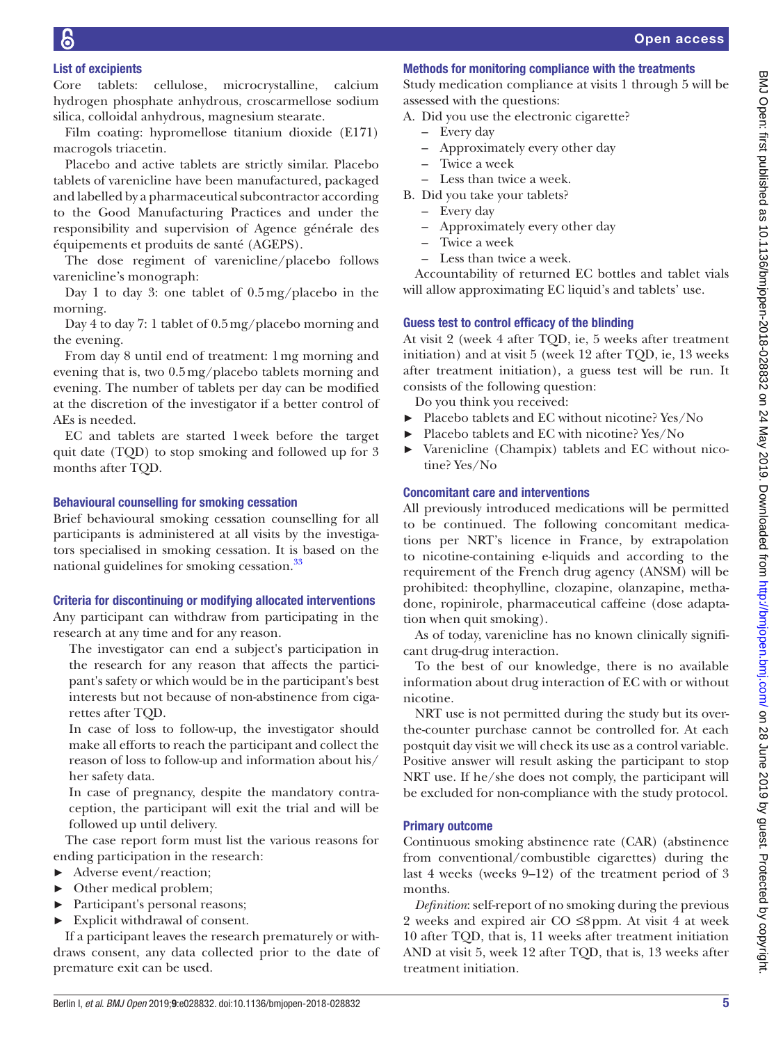### List of excipients

Core tablets: cellulose, microcrystalline, calcium hydrogen phosphate anhydrous, croscarmellose sodium silica, colloidal anhydrous, magnesium stearate.

Film coating: hypromellose titanium dioxide (E171) macrogols triacetin.

Placebo and active tablets are strictly similar. Placebo tablets of varenicline have been manufactured, packaged and labelled by a pharmaceutical subcontractor according to the Good Manufacturing Practices and under the responsibility and supervision of Agence générale des équipements et produits de santé (AGEPS).

The dose regiment of varenicline/placebo follows varenicline's monograph:

Day 1 to day 3: one tablet of 0.5 mg/placebo in the morning.

Day 4 to day 7: 1 tablet of 0.5 mg/placebo morning and the evening.

From day 8 until end of treatment: 1 mg morning and evening that is, two 0.5 mg/placebo tablets morning and evening. The number of tablets per day can be modified at the discretion of the investigator if a better control of AEs is needed.

EC and tablets are started 1 week before the target quit date (TQD) to stop smoking and followed up for 3 months after TQD.

### Behavioural counselling for smoking cessation

Brief behavioural smoking cessation counselling for all participants is administered at all visits by the investigators specialised in smoking cessation. It is based on the national guidelines for smoking cessation.[33]

### Criteria for discontinuing or modifying allocated interventions

Any participant can withdraw from participating in the research at any time and for any reason.

> The investigator can end a subject's participation in the research for any reason that affects the participant's safety or which would be in the participant's best interests but not because of non-abstinence from cigarettes after TQD.
>
> In case of loss to follow-up, the investigator should make all efforts to reach the participant and collect the reason of loss to follow-up and information about his/her safety data.
>
> In case of pregnancy, despite the mandatory contraception, the participant will exit the trial and will be followed up until delivery.

The case report form must list the various reasons for ending participation in the research:

- Adverse event/reaction;
- Other medical problem;
- Participant's personal reasons;
- Explicit withdrawal of consent.

If a participant leaves the research prematurely or withdraws consent, any data collected prior to the date of premature exit can be used.

### Methods for monitoring compliance with the treatments

Study medication compliance at visits 1 through 5 will be assessed with the questions:

A. Did you use the electronic cigarette?
   - Every day
   - Approximately every other day
   - Twice a week
   - Less than twice a week.

B. Did you take your tablets?
   - Every day
   - Approximately every other day
   - Twice a week
   - Less than twice a week.

Accountability of returned EC bottles and tablet vials will allow approximating EC liquid's and tablets' use.

### Guess test to control efficacy of the blinding

At visit 2 (week 4 after TQD, ie, 5 weeks after treatment initiation) and at visit 5 (week 12 after TQD, ie, 13 weeks after treatment initiation), a guess test will be run. It consists of the following question:

Do you think you received:

- Placebo tablets and EC without nicotine? Yes/No
- Placebo tablets and EC with nicotine? Yes/No
- Varenicline (Champix) tablets and EC without nicotine? Yes/No

### Concomitant care and interventions

All previously introduced medications will be permitted to be continued. The following concomitant medications per NRT's licence in France, by extrapolation to nicotine-containing e-liquids and according to the requirement of the French drug agency (ANSM) will be prohibited: theophylline, clozapine, olanzapine, methadone, ropinirole, pharmaceutical caffeine (dose adaptation when quit smoking).

As of today, varenicline has no known clinically significant drug-drug interaction.

To the best of our knowledge, there is no available information about drug interaction of EC with or without nicotine.

NRT use is not permitted during the study but its over-the-counter purchase cannot be controlled for. At each postquit day visit we will check its use as a control variable. Positive answer will result asking the participant to stop NRT use. If he/she does not comply, the participant will be excluded for non-compliance with the study protocol.

### Primary outcome

Continuous smoking abstinence rate (CAR) (abstinence from conventional/combustible cigarettes) during the last 4 weeks (weeks 9–12) of the treatment period of 3 months.

*Definition*: self-report of no smoking during the previous 2 weeks and expired air CO ≤8 ppm. At visit 4 at week 10 after TQD, that is, 11 weeks after treatment initiation AND at visit 5, week 12 after TQD, that is, 13 weeks after treatment initiation.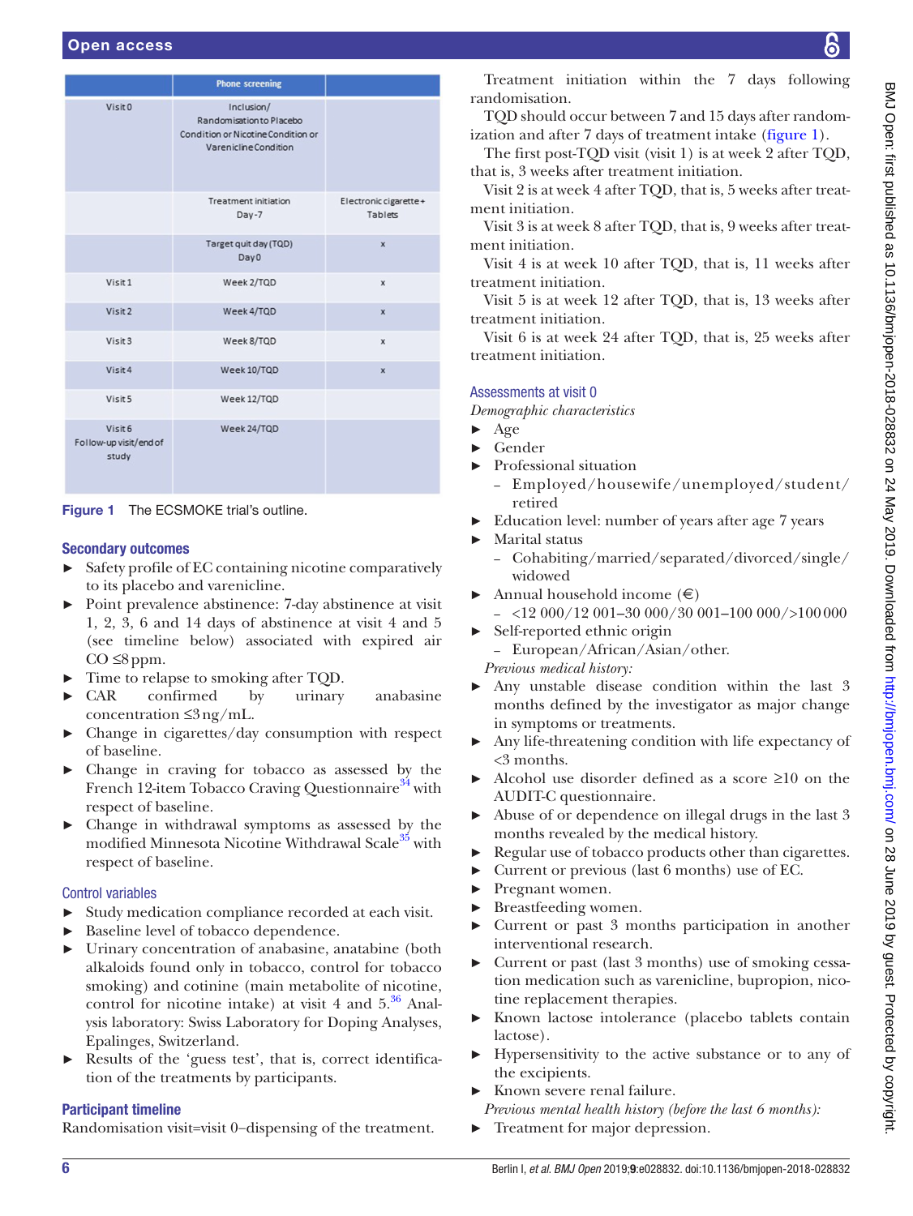|  | Phone screening |  |
|---|---|---|
| Visit 0 | Inclusion/ Randomisation to Placebo Condition or Nicotine Condition or Varenicline Condition |  |
|  | Treatment initiation Day -7 | Electronic cigarette + Tablets |
|  | Target quit day (TQD) Day 0 | x |
| Visit 1 | Week 2/TQD | x |
| Visit 2 | Week 4/TQD | x |
| Visit 3 | Week 8/TQD | x |
| Visit 4 | Week 10/TQD | x |
| Visit 5 | Week 12/TQD |  |
| Visit 6 Follow-up visit/end of study | Week 24/TQD |  |

**Figure 1** The ECSMOKE trial's outline.

### Secondary outcomes

- Safety profile of EC containing nicotine comparatively to its placebo and varenicline.
- Point prevalence abstinence: 7-day abstinence at visit 1, 2, 3, 6 and 14 days of abstinence at visit 4 and 5 (see timeline below) associated with expired air CO ≤8 ppm.
- Time to relapse to smoking after TQD.
- CAR confirmed by urinary anabasine concentration ≤3 ng/mL.
- Change in cigarettes/day consumption with respect of baseline.
- Change in craving for tobacco as assessed by the French 12-item Tobacco Craving Questionnaire[34] with respect of baseline.
- Change in withdrawal symptoms as assessed by the modified Minnesota Nicotine Withdrawal Scale[35] with respect of baseline.

### Control variables

- Study medication compliance recorded at each visit.
- Baseline level of tobacco dependence.
- Urinary concentration of anabasine, anatabine (both alkaloids found only in tobacco, control for tobacco smoking) and cotinine (main metabolite of nicotine, control for nicotine intake) at visit 4 and 5.[36] Analysis laboratory: Swiss Laboratory for Doping Analyses, Epalinges, Switzerland.
- Results of the 'guess test', that is, correct identification of the treatments by participants.

### Participant timeline

Randomisation visit=visit 0–dispensing of the treatment.

Treatment initiation within the 7 days following randomisation.

TQD should occur between 7 and 15 days after randomization and after 7 days of treatment intake (figure 1).

The first post-TQD visit (visit 1) is at week 2 after TQD, that is, 3 weeks after treatment initiation.

Visit 2 is at week 4 after TQD, that is, 5 weeks after treatment initiation.

Visit 3 is at week 8 after TQD, that is, 9 weeks after treatment initiation.

Visit 4 is at week 10 after TQD, that is, 11 weeks after treatment initiation.

Visit 5 is at week 12 after TQD, that is, 13 weeks after treatment initiation.

Visit 6 is at week 24 after TQD, that is, 25 weeks after treatment initiation.

### Assessments at visit 0

*Demographic characteristics*

- Age
- Gender
- Professional situation
  - Employed/housewife/unemployed/student/retired
- Education level: number of years after age 7 years
- Marital status
  - Cohabiting/married/separated/divorced/single/widowed
- Annual household income (€)
  - <12 000/12 001–30 000/30 001–100 000/>100 000
- Self-reported ethnic origin
  - European/African/Asian/other.

*Previous medical history:*

- Any unstable disease condition within the last 3 months defined by the investigator as major change in symptoms or treatments.
- Any life-threatening condition with life expectancy of <3 months.
- Alcohol use disorder defined as a score ≥10 on the AUDIT-C questionnaire.
- Abuse of or dependence on illegal drugs in the last 3 months revealed by the medical history.
- Regular use of tobacco products other than cigarettes.
- Current or previous (last 6 months) use of EC.
- Pregnant women.
- Breastfeeding women.
- Current or past 3 months participation in another interventional research.
- Current or past (last 3 months) use of smoking cessation medication such as varenicline, bupropion, nicotine replacement therapies.
- Known lactose intolerance (placebo tablets contain lactose).
- Hypersensitivity to the active substance or to any of the excipients.
- Known severe renal failure.

*Previous mental health history (before the last 6 months):*

- Treatment for major depression.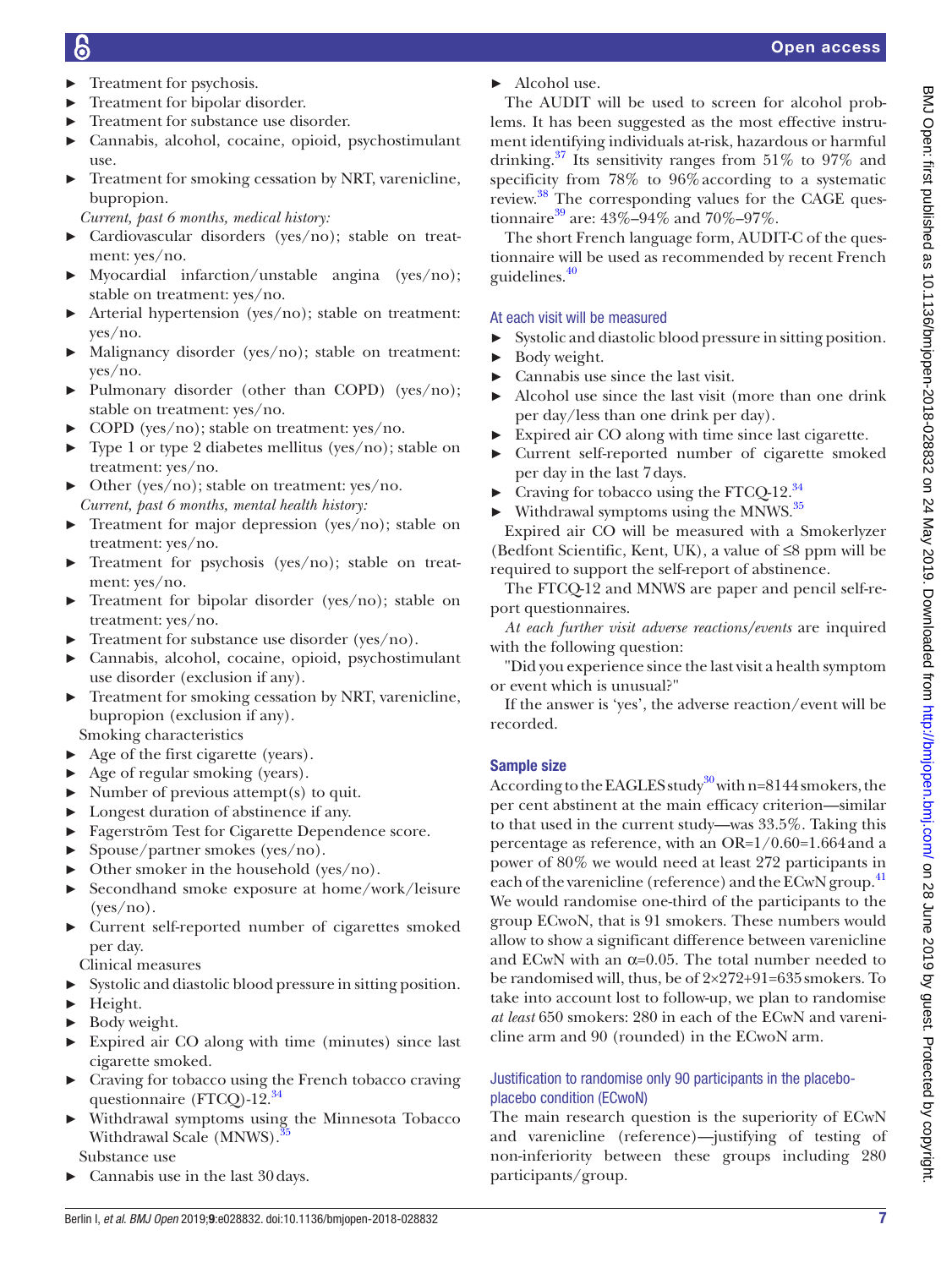- Treatment for psychosis.
- Treatment for bipolar disorder.
- Treatment for substance use disorder.
- Cannabis, alcohol, cocaine, opioid, psychostimulant use.
- Treatment for smoking cessation by NRT, varenicline, bupropion.

*Current, past 6 months, medical history:*

- Cardiovascular disorders (yes/no); stable on treatment: yes/no.
- Myocardial infarction/unstable angina (yes/no); stable on treatment: yes/no.
- Arterial hypertension (yes/no); stable on treatment: yes/no.
- Malignancy disorder (yes/no); stable on treatment: yes/no.
- Pulmonary disorder (other than COPD) (yes/no); stable on treatment: yes/no.
- COPD (yes/no); stable on treatment: yes/no.
- Type 1 or type 2 diabetes mellitus (yes/no); stable on treatment: yes/no.
- Other (yes/no); stable on treatment: yes/no.

*Current, past 6 months, mental health history:*

- Treatment for major depression (yes/no); stable on treatment: yes/no.
- Treatment for psychosis (yes/no); stable on treatment: yes/no.
- Treatment for bipolar disorder (yes/no); stable on treatment: yes/no.
- Treatment for substance use disorder (yes/no).
- Cannabis, alcohol, cocaine, opioid, psychostimulant use disorder (exclusion if any).
- Treatment for smoking cessation by NRT, varenicline, bupropion (exclusion if any).

Smoking characteristics

- Age of the first cigarette (years).
- Age of regular smoking (years).
- Number of previous attempt(s) to quit.
- Longest duration of abstinence if any.
- Fagerström Test for Cigarette Dependence score.
- Spouse/partner smokes (yes/no).
- Other smoker in the household (yes/no).
- Secondhand smoke exposure at home/work/leisure (yes/no).
- Current self-reported number of cigarettes smoked per day.

Clinical measures

- Systolic and diastolic blood pressure in sitting position.
- Height.
- Body weight.
- Expired air CO along with time (minutes) since last cigarette smoked.
- Craving for tobacco using the French tobacco craving questionnaire (FTCQ)-12.[34]
- Withdrawal symptoms using the Minnesota Tobacco Withdrawal Scale (MNWS).[35]

Substance use

- Cannabis use in the last 30 days.
- Alcohol use.

The AUDIT will be used to screen for alcohol problems. It has been suggested as the most effective instrument identifying individuals at-risk, hazardous or harmful drinking.[37] Its sensitivity ranges from 51% to 97% and specificity from 78% to 96% according to a systematic review.[38] The corresponding values for the CAGE questionnaire[39] are: 43%–94% and 70%–97%.

The short French language form, AUDIT-C of the questionnaire will be used as recommended by recent French guidelines.[40]

### At each visit will be measured

- Systolic and diastolic blood pressure in sitting position.
- Body weight.
- Cannabis use since the last visit.
- Alcohol use since the last visit (more than one drink per day/less than one drink per day).
- Expired air CO along with time since last cigarette.
- Current self-reported number of cigarette smoked per day in the last 7 days.
- Craving for tobacco using the FTCQ-12.[34]
- Withdrawal symptoms using the MNWS.[35]

Expired air CO will be measured with a Smokerlyzer (Bedfont Scientific, Kent, UK), a value of ≤8 ppm will be required to support the self-report of abstinence.

The FTCQ-12 and MNWS are paper and pencil self-report questionnaires.

*At each further visit adverse reactions/events* are inquired with the following question:

"Did you experience since the last visit a health symptom or event which is unusual?"

If the answer is 'yes', the adverse reaction/event will be recorded.

## Sample size

According to the EAGLES study[30] with n=8144 smokers, the per cent abstinent at the main efficacy criterion—similar to that used in the current study—was 33.5%. Taking this percentage as reference, with an OR=1/0.60=1.664 and a power of 80% we would need at least 272 participants in each of the varenicline (reference) and the ECwN group.[41] We would randomise one-third of the participants to the group ECwoN, that is 91 smokers. These numbers would allow to show a significant difference between varenicline and ECwN with an $\alpha$=0.05. The total number needed to be randomised will, thus, be of 2×272+91=635 smokers. To take into account lost to follow-up, we plan to randomise *at least* 650 smokers: 280 in each of the ECwN and varenicline arm and 90 (rounded) in the ECwoN arm.

### Justification to randomise only 90 participants in the placebo-placebo condition (ECwoN)

The main research question is the superiority of ECwN and varenicline (reference)—justifying of testing of non-inferiority between these groups including 280 participants/group.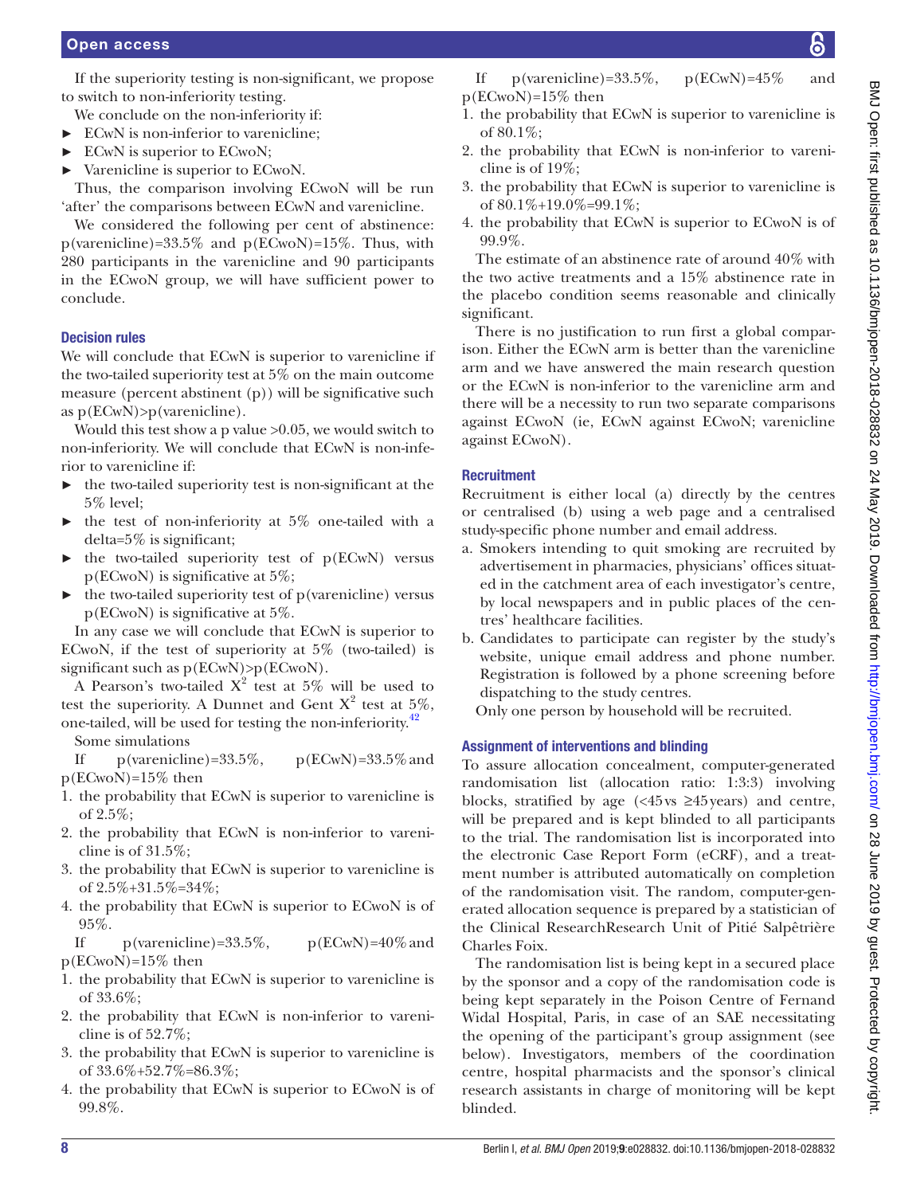If the superiority testing is non-significant, we propose to switch to non-inferiority testing.

We conclude on the non-inferiority if:

- ECwN is non-inferior to varenicline;
- ECwN is superior to ECwoN;
- Varenicline is superior to ECwoN.

Thus, the comparison involving ECwoN will be run 'after' the comparisons between ECwN and varenicline.

We considered the following per cent of abstinence: p(varenicline)=33.5% and p(ECwoN)=15%. Thus, with 280 participants in the varenicline and 90 participants in the ECwoN group, we will have sufficient power to conclude.

### Decision rules

We will conclude that ECwN is superior to varenicline if the two-tailed superiority test at 5% on the main outcome measure (percent abstinent (p)) will be significative such as p(ECwN)>p(varenicline).

Would this test show a p value >0.05, we would switch to non-inferiority. We will conclude that ECwN is non-inferior to varenicline if:

- the two-tailed superiority test is non-significant at the 5% level;
- the test of non-inferiority at 5% one-tailed with a delta=5% is significant;
- the two-tailed superiority test of p(ECwN) versus p(ECwoN) is significative at 5%;
- the two-tailed superiority test of p(varenicline) versus p(ECwoN) is significative at 5%.

In any case we will conclude that ECwN is superior to ECwoN, if the test of superiority at 5% (two-tailed) is significant such as p(ECwN)>p(ECwoN).

A Pearson's two-tailed $X^2$ test at 5% will be used to test the superiority. A Dunnet and Gent $X^2$ test at 5%, one-tailed, will be used for testing the non-inferiority.[42]

Some simulations

If p(varenicline)=33.5%, p(ECwN)=33.5% and p(ECwoN)=15% then

1. the probability that ECwN is superior to varenicline is of 2.5%;
2. the probability that ECwN is non-inferior to varenicline is of 31.5%;
3. the probability that ECwN is superior to varenicline is of 2.5%+31.5%=34%;
4. the probability that ECwN is superior to ECwoN is of 95%.

If p(varenicline)=33.5%, p(ECwN)=40% and p(ECwoN)=15% then

1. the probability that ECwN is superior to varenicline is of 33.6%;
2. the probability that ECwN is non-inferior to varenicline is of 52.7%;
3. the probability that ECwN is superior to varenicline is of 33.6%+52.7%=86.3%;
4. the probability that ECwN is superior to ECwoN is of 99.8%.

If p(varenicline)=33.5%, p(ECwN)=45% and p(ECwoN)=15% then

1. the probability that ECwN is superior to varenicline is of 80.1%;
2. the probability that ECwN is non-inferior to varenicline is of 19%;
3. the probability that ECwN is superior to varenicline is of 80.1%+19.0%=99.1%;
4. the probability that ECwN is superior to ECwoN is of 99.9%.

The estimate of an abstinence rate of around 40% with the two active treatments and a 15% abstinence rate in the placebo condition seems reasonable and clinically significant.

There is no justification to run first a global comparison. Either the ECwN arm is better than the varenicline arm and we have answered the main research question or the ECwN is non-inferior to the varenicline arm and there will be a necessity to run two separate comparisons against ECwoN (ie, ECwN against ECwoN; varenicline against ECwoN).

### Recruitment

Recruitment is either local (a) directly by the centres or centralised (b) using a web page and a centralised study-specific phone number and email address.

a. Smokers intending to quit smoking are recruited by advertisement in pharmacies, physicians' offices situated in the catchment area of each investigator's centre, by local newspapers and in public places of the centres' healthcare facilities.
b. Candidates to participate can register by the study's website, unique email address and phone number. Registration is followed by a phone screening before dispatching to the study centres.

Only one person by household will be recruited.

### Assignment of interventions and blinding

To assure allocation concealment, computer-generated randomisation list (allocation ratio: 1:3:3) involving blocks, stratified by age (<45 vs ≥45 years) and centre, will be prepared and is kept blinded to all participants to the trial. The randomisation list is incorporated into the electronic Case Report Form (eCRF), and a treatment number is attributed automatically on completion of the randomisation visit. The random, computer-generated allocation sequence is prepared by a statistician of the Clinical ResearchResearch Unit of Pitié Salpêtrière Charles Foix.

The randomisation list is being kept in a secured place by the sponsor and a copy of the randomisation code is being kept separately in the Poison Centre of Fernand Widal Hospital, Paris, in case of an SAE necessitating the opening of the participant's group assignment (see below). Investigators, members of the coordination centre, hospital pharmacists and the sponsor's clinical research assistants in charge of monitoring will be kept blinded.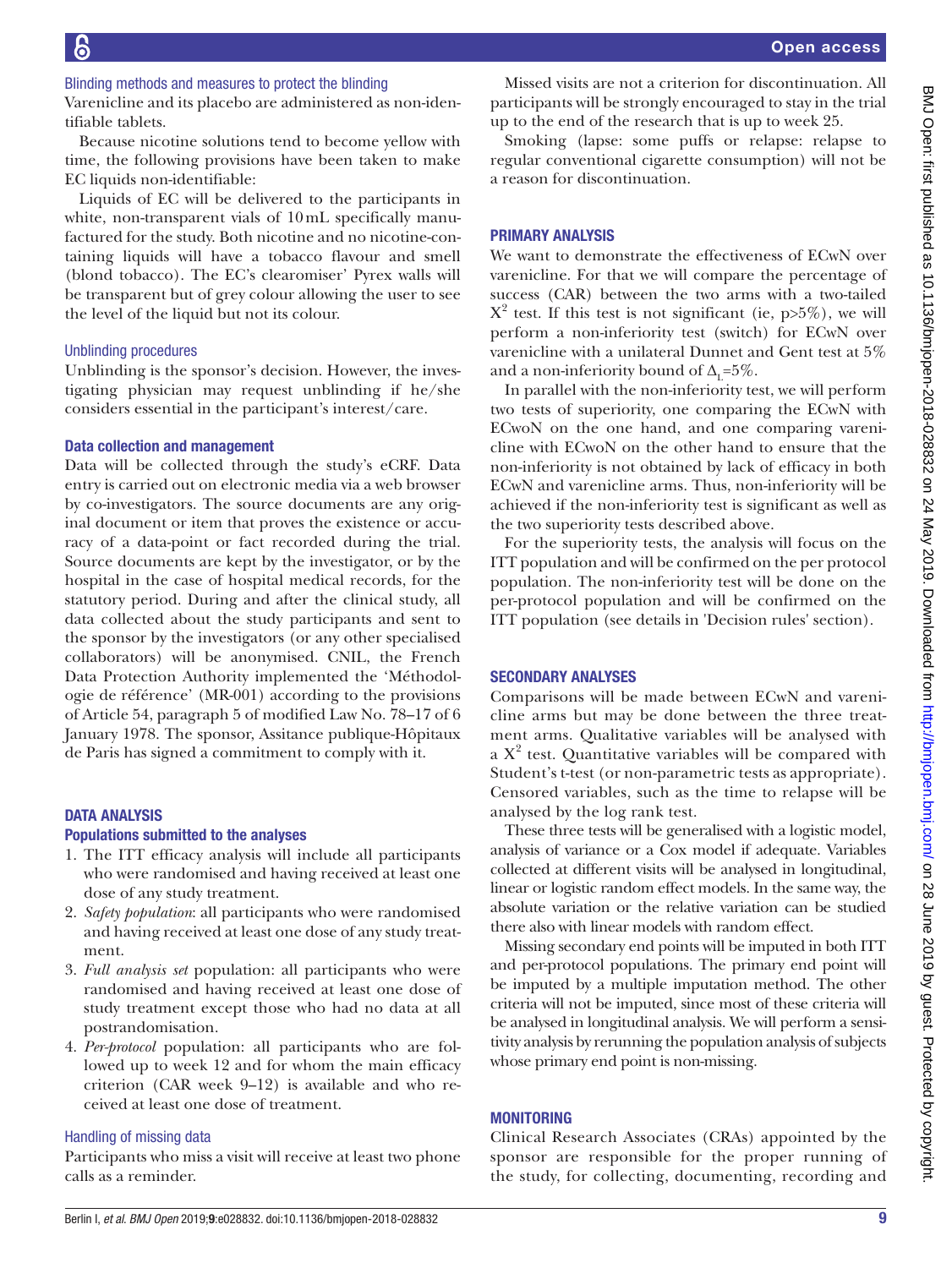### Blinding methods and measures to protect the blinding

Varenicline and its placebo are administered as non-identifiable tablets.

Because nicotine solutions tend to become yellow with time, the following provisions have been taken to make EC liquids non-identifiable:

Liquids of EC will be delivered to the participants in white, non-transparent vials of 10 mL specifically manufactured for the study. Both nicotine and no nicotine-containing liquids will have a tobacco flavour and smell (blond tobacco). The EC's clearomiser' Pyrex walls will be transparent but of grey colour allowing the user to see the level of the liquid but not its colour.

### Unblinding procedures

Unblinding is the sponsor's decision. However, the investigating physician may request unblinding if he/she considers essential in the participant's interest/care.

### Data collection and management

Data will be collected through the study's eCRF. Data entry is carried out on electronic media via a web browser by co-investigators. The source documents are any original document or item that proves the existence or accuracy of a data-point or fact recorded during the trial. Source documents are kept by the investigator, or by the hospital in the case of hospital medical records, for the statutory period. During and after the clinical study, all data collected about the study participants and sent to the sponsor by the investigators (or any other specialised collaborators) will be anonymised. CNIL, the French Data Protection Authority implemented the 'Méthodologie de référence' (MR-001) according to the provisions of Article 54, paragraph 5 of modified Law No. 78–17 of 6 January 1978. The sponsor, Assitance publique-Hôpitaux de Paris has signed a commitment to comply with it.

## DATA ANALYSIS

### Populations submitted to the analyses

1. The ITT efficacy analysis will include all participants who were randomised and having received at least one dose of any study treatment.
2. *Safety population*: all participants who were randomised and having received at least one dose of any study treatment.
3. *Full analysis set* population: all participants who were randomised and having received at least one dose of study treatment except those who had no data at all postrandomisation.
4. *Per-protocol* population: all participants who are followed up to week 12 and for whom the main efficacy criterion (CAR week 9–12) is available and who received at least one dose of treatment.

### Handling of missing data

Participants who miss a visit will receive at least two phone calls as a reminder.

Missed visits are not a criterion for discontinuation. All participants will be strongly encouraged to stay in the trial up to the end of the research that is up to week 25.

Smoking (lapse: some puffs or relapse: relapse to regular conventional cigarette consumption) will not be a reason for discontinuation.

## PRIMARY ANALYSIS

We want to demonstrate the effectiveness of ECwN over varenicline. For that we will compare the percentage of success (CAR) between the two arms with a two-tailed $X^2$ test. If this test is not significant (ie, p>5%), we will perform a non-inferiority test (switch) for ECwN over varenicline with a unilateral Dunnet and Gent test at 5% and a non-inferiority bound of $\Delta_L$=5%.

In parallel with the non-inferiority test, we will perform two tests of superiority, one comparing the ECwN with ECwoN on the one hand, and one comparing varenicline with ECwoN on the other hand to ensure that the non-inferiority is not obtained by lack of efficacy in both ECwN and varenicline arms. Thus, non-inferiority will be achieved if the non-inferiority test is significant as well as the two superiority tests described above.

For the superiority tests, the analysis will focus on the ITT population and will be confirmed on the per protocol population. The non-inferiority test will be done on the per-protocol population and will be confirmed on the ITT population (see details in 'Decision rules' section).

## SECONDARY ANALYSES

Comparisons will be made between ECwN and varenicline arms but may be done between the three treatment arms. Qualitative variables will be analysed with a $X^2$ test. Quantitative variables will be compared with Student's t-test (or non-parametric tests as appropriate). Censored variables, such as the time to relapse will be analysed by the log rank test.

These three tests will be generalised with a logistic model, analysis of variance or a Cox model if adequate. Variables collected at different visits will be analysed in longitudinal, linear or logistic random effect models. In the same way, the absolute variation or the relative variation can be studied there also with linear models with random effect.

Missing secondary end points will be imputed in both ITT and per-protocol populations. The primary end point will be imputed by a multiple imputation method. The other criteria will not be imputed, since most of these criteria will be analysed in longitudinal analysis. We will perform a sensitivity analysis by rerunning the population analysis of subjects whose primary end point is non-missing.

## MONITORING

Clinical Research Associates (CRAs) appointed by the sponsor are responsible for the proper running of the study, for collecting, documenting, recording and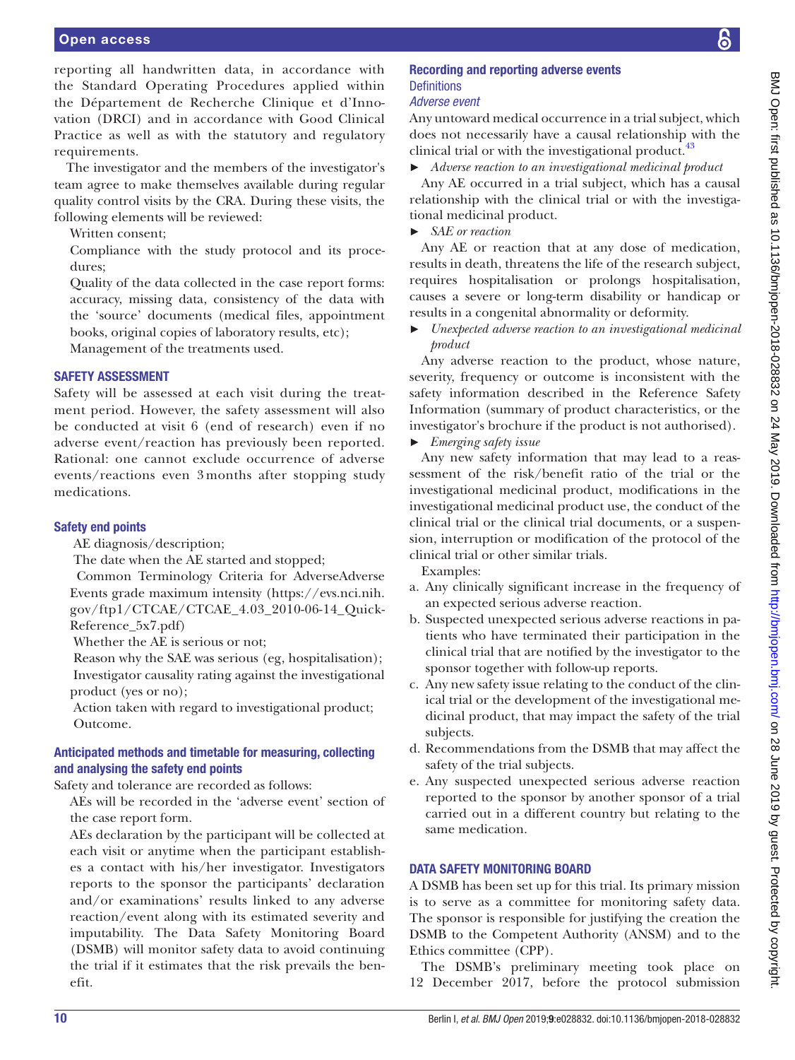reporting all handwritten data, in accordance with the Standard Operating Procedures applied within the Département de Recherche Clinique et d'Innovation (DRCI) and in accordance with Good Clinical Practice as well as with the statutory and regulatory requirements.

The investigator and the members of the investigator's team agree to make themselves available during regular quality control visits by the CRA. During these visits, the following elements will be reviewed:

Written consent;

Compliance with the study protocol and its procedures;

Quality of the data collected in the case report forms: accuracy, missing data, consistency of the data with the 'source' documents (medical files, appointment books, original copies of laboratory results, etc);

Management of the treatments used.

## SAFETY ASSESSMENT

Safety will be assessed at each visit during the treatment period. However, the safety assessment will also be conducted at visit 6 (end of research) even if no adverse event/reaction has previously been reported. Rational: one cannot exclude occurrence of adverse events/reactions even 3 months after stopping study medications.

### Safety end points

AE diagnosis/description;

The date when the AE started and stopped;

Common Terminology Criteria for AdverseAdverse Events grade maximum intensity (https://evs.nci.nih.gov/ftp1/CTCAE/CTCAE_4.03_2010-06-14_QuickReference_5x7.pdf)

Whether the AE is serious or not;

Reason why the SAE was serious (eg, hospitalisation);

Investigator causality rating against the investigational product (yes or no);

Action taken with regard to investigational product;

Outcome.

### Anticipated methods and timetable for measuring, collecting and analysing the safety end points

Safety and tolerance are recorded as follows:

AEs will be recorded in the 'adverse event' section of the case report form.

AEs declaration by the participant will be collected at each visit or anytime when the participant establishes a contact with his/her investigator. Investigators reports to the sponsor the participants' declaration and/or examinations' results linked to any adverse reaction/event along with its estimated severity and imputability. The Data Safety Monitoring Board (DSMB) will monitor safety data to avoid continuing the trial if it estimates that the risk prevails the benefit.

### Recording and reporting adverse events

#### Definitions

##### *Adverse event*

Any untoward medical occurrence in a trial subject, which does not necessarily have a causal relationship with the clinical trial or with the investigational product.[43]

- *Adverse reaction to an investigational medicinal product*

Any AE occurred in a trial subject, which has a causal relationship with the clinical trial or with the investigational medicinal product.

- *SAE or reaction*

Any AE or reaction that at any dose of medication, results in death, threatens the life of the research subject, requires hospitalisation or prolongs hospitalisation, causes a severe or long-term disability or handicap or results in a congenital abnormality or deformity.

- *Unexpected adverse reaction to an investigational medicinal product*

Any adverse reaction to the product, whose nature, severity, frequency or outcome is inconsistent with the safety information described in the Reference Safety Information (summary of product characteristics, or the investigator's brochure if the product is not authorised).

- *Emerging safety issue*

Any new safety information that may lead to a reassessment of the risk/benefit ratio of the trial or the investigational medicinal product, modifications in the investigational medicinal product use, the conduct of the clinical trial or the clinical trial documents, or a suspension, interruption or modification of the protocol of the clinical trial or other similar trials.

Examples:

a. Any clinically significant increase in the frequency of an expected serious adverse reaction.
b. Suspected unexpected serious adverse reactions in patients who have terminated their participation in the clinical trial that are notified by the investigator to the sponsor together with follow-up reports.
c. Any new safety issue relating to the conduct of the clinical trial or the development of the investigational medicinal product, that may impact the safety of the trial subjects.
d. Recommendations from the DSMB that may affect the safety of the trial subjects.
e. Any suspected unexpected serious adverse reaction reported to the sponsor by another sponsor of a trial carried out in a different country but relating to the same medication.

## DATA SAFETY MONITORING BOARD

A DSMB has been set up for this trial. Its primary mission is to serve as a committee for monitoring safety data. The sponsor is responsible for justifying the creation the DSMB to the Competent Authority (ANSM) and to the Ethics committee (CPP).

The DSMB's preliminary meeting took place on 12 December 2017, before the protocol submission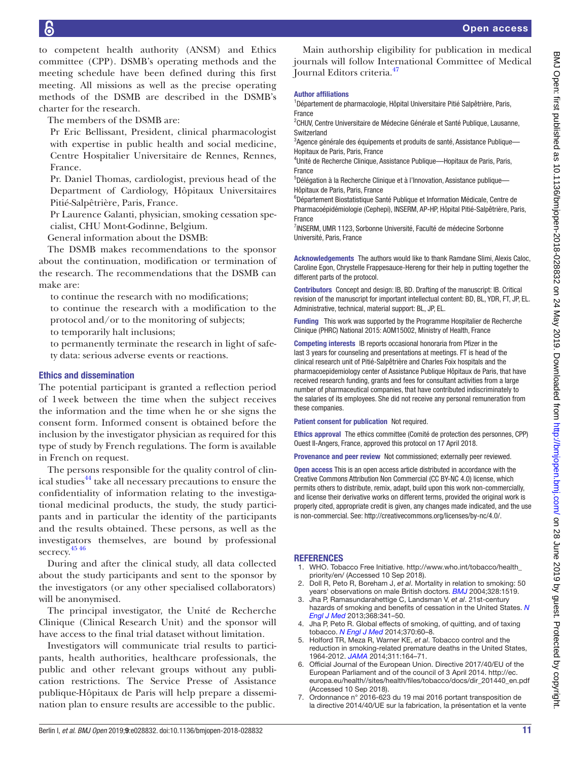to competent health authority (ANSM) and Ethics committee (CPP). DSMB's operating methods and the meeting schedule have been defined during this first meeting. All missions as well as the precise operating methods of the DSMB are described in the DSMB's charter for the research.

The members of the DSMB are:

Pr Eric Bellissant, President, clinical pharmacologist with expertise in public health and social medicine, Centre Hospitalier Universitaire de Rennes, Rennes, France.

Pr. Daniel Thomas, cardiologist, previous head of the Department of Cardiology, Hôpitaux Universitaires Pitié-Salpêtrière, Paris, France.

Pr Laurence Galanti, physician, smoking cessation specialist, CHU Mont-Godinne, Belgium.

General information about the DSMB:

The DSMB makes recommendations to the sponsor about the continuation, modification or termination of the research. The recommendations that the DSMB can make are:

- to continue the research with no modifications;
- to continue the research with a modification to the protocol and/or to the monitoring of subjects;
- to temporarily halt inclusions;
- to permanently terminate the research in light of safety data: serious adverse events or reactions.

## Ethics and dissemination

The potential participant is granted a reflection period of 1week between the time when the subject receives the information and the time when he or she signs the consent form. Informed consent is obtained before the inclusion by the investigator physician as required for this type of study by French regulations. The form is available in French on request.

The persons responsible for the quality control of clinical studies[44] take all necessary precautions to ensure the confidentiality of information relating to the investigational medicinal products, the study, the study participants and in particular the identity of the participants and the results obtained. These persons, as well as the investigators themselves, are bound by professional secrecy.[45 46]

During and after the clinical study, all data collected about the study participants and sent to the sponsor by the investigators (or any other specialised collaborators) will be anonymised.

The principal investigator, the Unité de Recherche Clinique (Clinical Research Unit) and the sponsor will have access to the final trial dataset without limitation.

Investigators will communicate trial results to participants, health authorities, healthcare professionals, the public and other relevant groups without any publication restrictions. The Service Presse of Assistance publique-Hôpitaux de Paris will help prepare a dissemination plan to ensure results are accessible to the public.

Main authorship eligibility for publication in medical journals will follow International Committee of Medical Journal Editors criteria.[47]

**Author affiliations**

[1]Département de pharmacologie, Hôpital Universitaire Pitié Salpêtrière, Paris, France
[2]CHUV, Centre Universitaire de Médecine Générale et Santé Publique, Lausanne, Switzerland
[3]Agence générale des équipements et produits de santé, Assistance Publique—Hopitaux de Paris, Paris, France
[4]Unité de Recherche Clinique, Assistance Publique—Hopitaux de Paris, Paris, France
[5]Délégation à la Recherche Clinique et à l'Innovation, Assistance publique—Hôpitaux de Paris, Paris, France
[6]Département Biostatistique Santé Publique et Information Médicale, Centre de Pharmacoépidémiologie (Cephepi), INSERM, AP-HP, Hôpital Pitié-Salpêtrière, Paris, France
[7]INSERM, UMR 1123, Sorbonne Université, Faculté de médecine Sorbonne Université, Paris, France

**Acknowledgements** The authors would like to thank Ramdane Slimi, Alexis Caloc, Caroline Egon, Chrystelle Frappesauce-Hereng for their help in putting together the different parts of the protocol.

**Contributors** Concept and design: IB, BD. Drafting of the manuscript: IB. Critical revision of the manuscript for important intellectual content: BD, BL, YDR, FT, JP, EL. Administrative, technical, material support: BL, JP, EL.

**Funding** This work was supported by the Programme Hospitalier de Recherche Clinique (PHRC) National 2015: AOM15002, Ministry of Health, France

**Competing interests** IB reports occasional honoraria from Pfizer in the last 3 years for counseling and presentations at meetings. FT is head of the clinical research unit of Pitié-Salpêtrière and Charles Foix hospitals and the pharmacoepidemiology center of Assistance Publique Hôpitaux de Paris, that have received research funding, grants and fees for consultant activities from a large number of pharmaceutical companies, that have contributed indiscriminately to the salaries of its employees. She did not receive any personal remuneration from these companies.

**Patient consent for publication** Not required.

**Ethics approval** The ethics committee (Comité de protection des personnes, CPP) Ouest II-Angers, France, approved this protocol on 17 April 2018.

**Provenance and peer review** Not commissioned; externally peer reviewed.

**Open access** This is an open access article distributed in accordance with the Creative Commons Attribution Non Commercial (CC BY-NC 4.0) license, which permits others to distribute, remix, adapt, build upon this work non-commercially, and license their derivative works on different terms, provided the original work is properly cited, appropriate credit is given, any changes made indicated, and the use is non-commercial. See: http://creativecommons.org/licenses/by-nc/4.0/.

## REFERENCES

1. WHO. Tobacco Free Initiative. http://www.who.int/tobacco/health_priority/en/ (Accessed 10 Sep 2018).
2. Doll R, Peto R, Boreham J, *et al*. Mortality in relation to smoking: 50 years' observations on male British doctors. *BMJ* 2004;328:1519.
3. Jha P, Ramasundarahettige C, Landsman V, *et al*. 21st-century hazards of smoking and benefits of cessation in the United States. *N Engl J Med* 2013;368:341–50.
4. Jha P, Peto R. Global effects of smoking, of quitting, and of taxing tobacco. *N Engl J Med* 2014;370:60–8.
5. Holford TR, Meza R, Warner KE, *et al*. Tobacco control and the reduction in smoking-related premature deaths in the United States, 1964-2012. *JAMA* 2014;311:164–71.
6. Official Journal of the European Union. Directive 2017/40/EU of the European Parliament and of the council of 3 April 2014. http://ec.europa.eu/health//sites/health/files/tobacco/docs/dir_201440_en.pdf (Accessed 10 Sep 2018).
7. Ordonnance n° 2016-623 du 19 mai 2016 portant transposition de la directive 2014/40/UE sur la fabrication, la présentation et la vente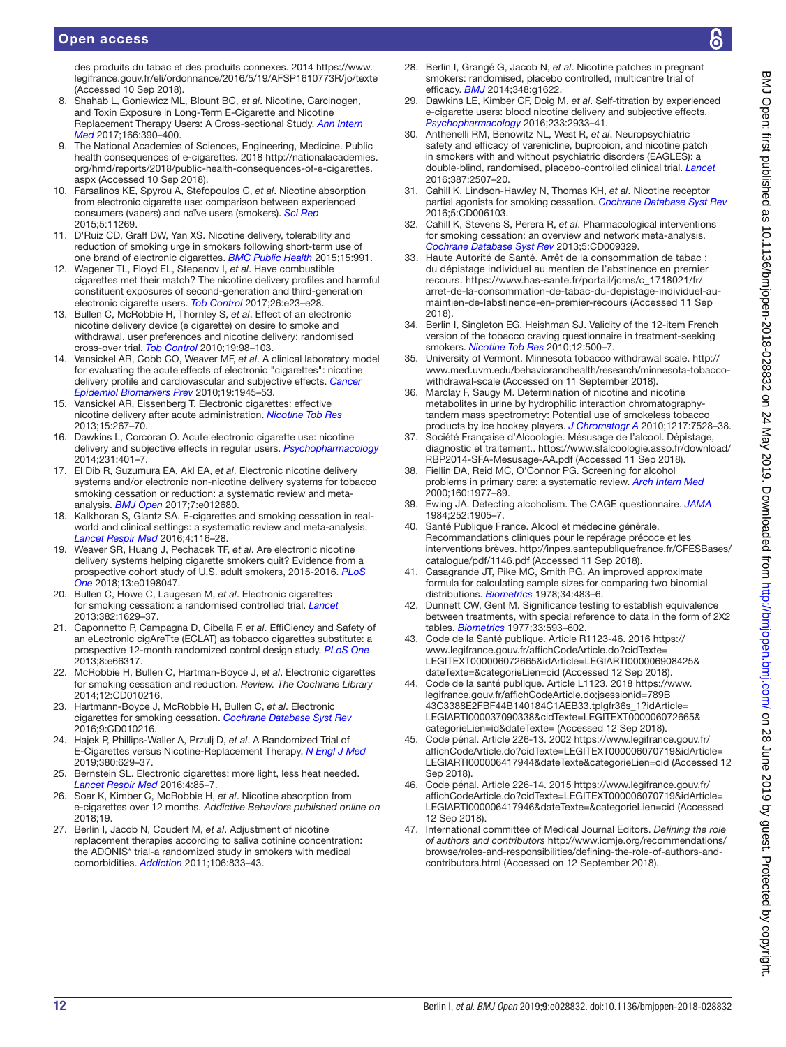des produits du tabac et des produits connexes. 2014 https://www.legifrance.gouv.fr/eli/ordonnance/2016/5/19/AFSP1610773R/jo/texte (Accessed 10 Sep 2018).

8. Shahab L, Goniewicz ML, Blount BC, *et al*. Nicotine, Carcinogen, and Toxin Exposure in Long-Term E-Cigarette and Nicotine Replacement Therapy Users: A Cross-sectional Study. *Ann Intern Med* 2017;166:390–400.
9. The National Academies of Sciences, Engineering, Medicine. Public health consequences of e-cigarettes. 2018 http://nationalacademies.org/hmd/reports/2018/public-health-consequences-of-e-cigarettes.aspx (Accessed 10 Sep 2018).
10. Farsalinos KE, Spyrou A, Stefopoulos C, *et al*. Nicotine absorption from electronic cigarette use: comparison between experienced consumers (vapers) and naïve users (smokers). *Sci Rep* 2015;5:11269.
11. D'Ruiz CD, Graff DW, Yan XS. Nicotine delivery, tolerability and reduction of smoking urge in smokers following short-term use of one brand of electronic cigarettes. *BMC Public Health* 2015;15:991.
12. Wagener TL, Floyd EL, Stepanov I, *et al*. Have combustible cigarettes met their match? The nicotine delivery profiles and harmful constituent exposures of second-generation and third-generation electronic cigarette users. *Tob Control* 2017;26:e23–e28.
13. Bullen C, McRobbie H, Thornley S, *et al*. Effect of an electronic nicotine delivery device (e cigarette) on desire to smoke and withdrawal, user preferences and nicotine delivery: randomised cross-over trial. *Tob Control* 2010;19:98–103.
14. Vansickel AR, Cobb CO, Weaver MF, *et al*. A clinical laboratory model for evaluating the acute effects of electronic "cigarettes": nicotine delivery profile and cardiovascular and subjective effects. *Cancer Epidemiol Biomarkers Prev* 2010;19:1945–53.
15. Vansickel AR, Eissenberg T. Electronic cigarettes: effective nicotine delivery after acute administration. *Nicotine Tob Res* 2013;15:267–70.
16. Dawkins L, Corcoran O. Acute electronic cigarette use: nicotine delivery and subjective effects in regular users. *Psychopharmacology* 2014;231:401–7.
17. El Dib R, Suzumura EA, Akl EA, *et al*. Electronic nicotine delivery systems and/or electronic non-nicotine delivery systems for tobacco smoking cessation or reduction: a systematic review and meta-analysis. *BMJ Open* 2017;7:e012680.
18. Kalkhoran S, Glantz SA. E-cigarettes and smoking cessation in real-world and clinical settings: a systematic review and meta-analysis. *Lancet Respir Med* 2016;4:116–28.
19. Weaver SR, Huang J, Pechacek TF, *et al*. Are electronic nicotine delivery systems helping cigarette smokers quit? Evidence from a prospective cohort study of U.S. adult smokers, 2015-2016. *PLoS One* 2018;13:e0198047.
20. Bullen C, Howe C, Laugesen M, *et al*. Electronic cigarettes for smoking cessation: a randomised controlled trial. *Lancet* 2013;382:1629–37.
21. Caponnetto P, Campagna D, Cibella F, *et al*. EffiCiency and Safety of an eLectronic cigAreTte (ECLAT) as tobacco cigarettes substitute: a prospective 12-month randomized control design study. *PLoS One* 2013;8:e66317.
22. McRobbie H, Bullen C, Hartman-Boyce J, *et al*. Electronic cigarettes for smoking cessation and reduction. *Review. The Cochrane Library* 2014;12:CD010216.
23. Hartmann-Boyce J, McRobbie H, Bullen C, *et al*. Electronic cigarettes for smoking cessation. *Cochrane Database Syst Rev* 2016;9:CD010216.
24. Hajek P, Phillips-Waller A, Przulj D, *et al*. A Randomized Trial of E-Cigarettes versus Nicotine-Replacement Therapy. *N Engl J Med* 2019;380:629–37.
25. Bernstein SL. Electronic cigarettes: more light, less heat needed. *Lancet Respir Med* 2016;4:85–7.
26. Soar K, Kimber C, McRobbie H, *et al*. Nicotine absorption from e-cigarettes over 12 months. *Addictive Behaviors published online on* 2018;19.
27. Berlin I, Jacob N, Coudert M, *et al*. Adjustment of nicotine replacement therapies according to saliva cotinine concentration: the ADONIS* trial-a randomized study in smokers with medical comorbidities. *Addiction* 2011;106:833–43.
28. Berlin I, Grangé G, Jacob N, *et al*. Nicotine patches in pregnant smokers: randomised, placebo controlled, multicentre trial of efficacy. *BMJ* 2014;348:g1622.
29. Dawkins LE, Kimber CF, Doig M, *et al*. Self-titration by experienced e-cigarette users: blood nicotine delivery and subjective effects. *Psychopharmacology* 2016;233:2933–41.
30. Anthenelli RM, Benowitz NL, West R, *et al*. Neuropsychiatric safety and efficacy of varenicline, bupropion, and nicotine patch in smokers with and without psychiatric disorders (EAGLES): a double-blind, randomised, placebo-controlled clinical trial. *Lancet* 2016;387:2507–20.
31. Cahill K, Lindson-Hawley N, Thomas KH, *et al*. Nicotine receptor partial agonists for smoking cessation. *Cochrane Database Syst Rev* 2016;5:CD006103.
32. Cahill K, Stevens S, Perera R, *et al*. Pharmacological interventions for smoking cessation: an overview and network meta-analysis. *Cochrane Database Syst Rev* 2013;5:CD009329.
33. Haute Autorité de Santé. Arrêt de la consommation de tabac : du dépistage individuel au mentien de l'abstinence en premier recours. https://www.has-sante.fr/portail/jcms/c_1718021/fr/arret-de-la-consommation-de-tabac-du-depistage-individuel-au-maintien-de-labstinence-en-premier-recours (Accessed 11 Sep 2018).
34. Berlin I, Singleton EG, Heishman SJ. Validity of the 12-item French version of the tobacco craving questionnaire in treatment-seeking smokers. *Nicotine Tob Res* 2010;12:500–7.
35. University of Vermont. Minnesota tobacco withdrawal scale. http://www.med.uvm.edu/behaviorandhealth/research/minnesota-tobacco-withdrawal-scale (Accessed on 11 September 2018).
36. Marclay F, Saugy M. Determination of nicotine and nicotine metabolites in urine by hydrophilic interaction chromatography-tandem mass spectrometry: Potential use of smokeless tobacco products by ice hockey players. *J Chromatogr A* 2010;1217:7528–38.
37. Société Française d'Alcoologie. Mésusage de l'alcool. Dépistage, diagnostic et traitement.. https://www.sfalcoologie.asso.fr/download/RBP2014-SFA-Mesusage-AA.pdf (Accessed 11 Sep 2018).
38. Fiellin DA, Reid MC, O'Connor PG. Screening for alcohol problems in primary care: a systematic review. *Arch Intern Med* 2000;160:1977–89.
39. Ewing JA. Detecting alcoholism. The CAGE questionnaire. *JAMA* 1984;252:1905–7.
40. Santé Publique France. Alcool et médecine générale. Recommandations cliniques pour le repérage précoce et les interventions brèves. http://inpes.santepubliquefrance.fr/CFESBases/catalogue/pdf/1146.pdf (Accessed 11 Sep 2018).
41. Casagrande JT, Pike MC, Smith PG. An improved approximate formula for calculating sample sizes for comparing two binomial distributions. *Biometrics* 1978;34:483–6.
42. Dunnett CW, Gent M. Significance testing to establish equivalence between treatments, with special reference to data in the form of 2X2 tables. *Biometrics* 1977;33:593–602.
43. Code de la Santé publique. Article R1123-46. 2016 https://www.legifrance.gouv.fr/affichCodeArticle.do?cidTexte=LEGITEXT000006072665&idArticle=LEGIARTI000006908425&dateTexte=&categorieLien=cid (Accessed 12 Sep 2018).
44. Code de la santé publique. Article L1123. 2018 https://www.legifrance.gouv.fr/affichCodeArticle.do;jsessionid=789B43C3388E2FBF44B140184C1AEB33.tplgfr36s_1?idArticle=LEGIARTI000037090338&cidTexte=LEGITEXT000006072665&categorieLien=id&dateTexte= (Accessed 12 Sep 2018).
45. Code pénal. Article 226-13. 2002 https://www.legifrance.gouv.fr/affichCodeArticle.do?cidTexte=LEGITEXT000006070719&idArticle=LEGIARTI000006417944&dateTexte&categorieLien=cid (Accessed 12 Sep 2018).
46. Code pénal. Article 226-14. 2015 https://www.legifrance.gouv.fr/affichCodeArticle.do?cidTexte=LEGITEXT000006070719&idArticle=LEGIARTI000006417946&dateTexte=&categorieLien=cid (Accessed 12 Sep 2018).
47. International committee of Medical Journal Editors. *Defining the role of authors and contributors* http://www.icmje.org/recommendations/browse/roles-and-responsibilities/defining-the-role-of-authors-and-contributors.html (Accessed on 12 September 2018).